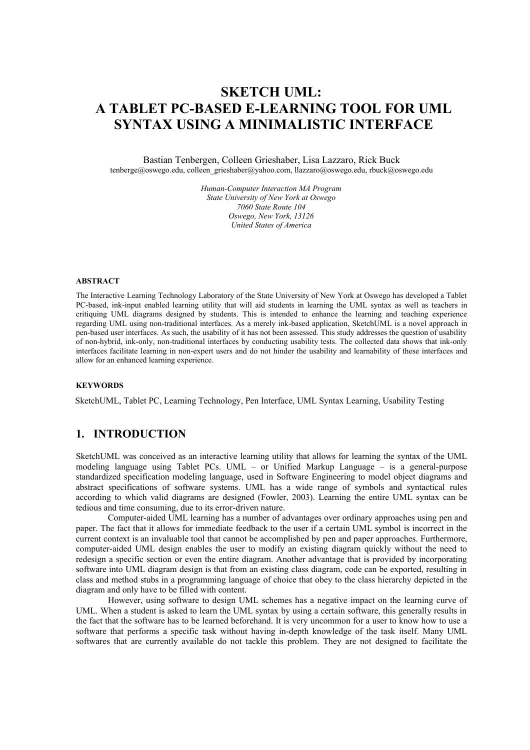# SKETCH UML: A TABLET PC-BASED E-LEARNING TOOL FOR UML SYNTAX USING A MINIMALISTIC INTERFACE

Bastian Tenbergen, Colleen Grieshaber, Lisa Lazzaro, Rick Buck
tenberge@oswego.edu, colleen_grieshaber@yahoo.com, llazzaro@oswego.edu, rbuck@oswego.edu

*Human-Computer Interaction MA Program*
*State University of New York at Oswego*
*7060 State Route 104*
*Oswego, New York, 13126*
*United States of America*

#### ABSTRACT

The Interactive Learning Technology Laboratory of the State University of New York at Oswego has developed a Tablet PC-based, ink-input enabled learning utility that will aid students in learning the UML syntax as well as teachers in critiquing UML diagrams designed by students. This is intended to enhance the learning and teaching experience regarding UML using non-traditional interfaces. As a merely ink-based application, SketchUML is a novel approach in pen-based user interfaces. As such, the usability of it has not been assessed. This study addresses the question of usability of non-hybrid, ink-only, non-traditional interfaces by conducting usability tests. The collected data shows that ink-only interfaces facilitate learning in non-expert users and do not hinder the usability and learnability of these interfaces and allow for an enhanced learning experience.

#### KEYWORDS

SketchUML, Tablet PC, Learning Technology, Pen Interface, UML Syntax Learning, Usability Testing

## 1. INTRODUCTION

SketchUML was conceived as an interactive learning utility that allows for learning the syntax of the UML modeling language using Tablet PCs. UML – or Unified Markup Language – is a general-purpose standardized specification modeling language, used in Software Engineering to model object diagrams and abstract specifications of software systems. UML has a wide range of symbols and syntactical rules according to which valid diagrams are designed (Fowler, 2003). Learning the entire UML syntax can be tedious and time consuming, due to its error-driven nature.

Computer-aided UML learning has a number of advantages over ordinary approaches using pen and paper. The fact that it allows for immediate feedback to the user if a certain UML symbol is incorrect in the current context is an invaluable tool that cannot be accomplished by pen and paper approaches. Furthermore, computer-aided UML design enables the user to modify an existing diagram quickly without the need to redesign a specific section or even the entire diagram. Another advantage that is provided by incorporating software into UML diagram design is that from an existing class diagram, code can be exported, resulting in class and method stubs in a programming language of choice that obey to the class hierarchy depicted in the diagram and only have to be filled with content.

However, using software to design UML schemes has a negative impact on the learning curve of UML. When a student is asked to learn the UML syntax by using a certain software, this generally results in the fact that the software has to be learned beforehand. It is very uncommon for a user to know how to use a software that performs a specific task without having in-depth knowledge of the task itself. Many UML softwares that are currently available do not tackle this problem. They are not designed to facilitate the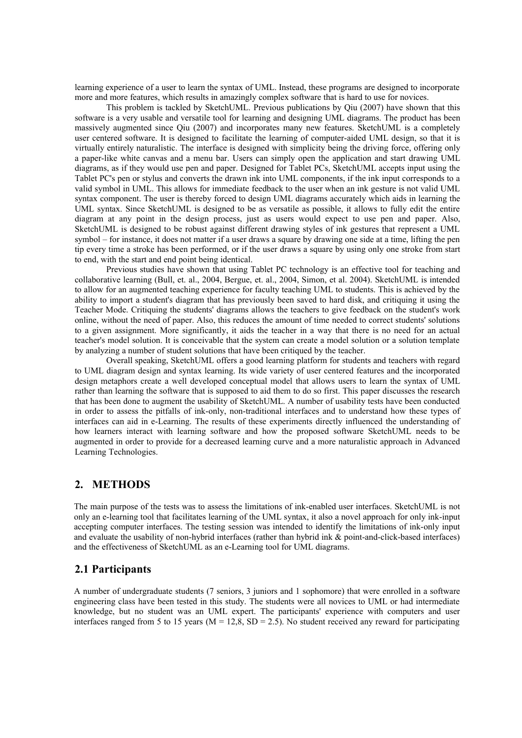learning experience of a user to learn the syntax of UML. Instead, these programs are designed to incorporate more and more features, which results in amazingly complex software that is hard to use for novices.

This problem is tackled by SketchUML. Previous publications by Qiu (2007) have shown that this software is a very usable and versatile tool for learning and designing UML diagrams. The product has been massively augmented since Qiu (2007) and incorporates many new features. SketchUML is a completely user centered software. It is designed to facilitate the learning of computer-aided UML design, so that it is virtually entirely naturalistic. The interface is designed with simplicity being the driving force, offering only a paper-like white canvas and a menu bar. Users can simply open the application and start drawing UML diagrams, as if they would use pen and paper. Designed for Tablet PCs, SketchUML accepts input using the Tablet PC's pen or stylus and converts the drawn ink into UML components, if the ink input corresponds to a valid symbol in UML. This allows for immediate feedback to the user when an ink gesture is not valid UML syntax component. The user is thereby forced to design UML diagrams accurately which aids in learning the UML syntax. Since SketchUML is designed to be as versatile as possible, it allows to fully edit the entire diagram at any point in the design process, just as users would expect to use pen and paper. Also, SketchUML is designed to be robust against different drawing styles of ink gestures that represent a UML symbol – for instance, it does not matter if a user draws a square by drawing one side at a time, lifting the pen tip every time a stroke has been performed, or if the user draws a square by using only one stroke from start to end, with the start and end point being identical.

Previous studies have shown that using Tablet PC technology is an effective tool for teaching and collaborative learning (Bull, et. al., 2004, Bergue, et. al., 2004, Simon, et al. 2004). SketchUML is intended to allow for an augmented teaching experience for faculty teaching UML to students. This is achieved by the ability to import a student's diagram that has previously been saved to hard disk, and critiquing it using the Teacher Mode. Critiquing the students' diagrams allows the teachers to give feedback on the student's work online, without the need of paper. Also, this reduces the amount of time needed to correct students' solutions to a given assignment. More significantly, it aids the teacher in a way that there is no need for an actual teacher's model solution. It is conceivable that the system can create a model solution or a solution template by analyzing a number of student solutions that have been critiqued by the teacher.

Overall speaking, SketchUML offers a good learning platform for students and teachers with regard to UML diagram design and syntax learning. Its wide variety of user centered features and the incorporated design metaphors create a well developed conceptual model that allows users to learn the syntax of UML rather than learning the software that is supposed to aid them to do so first. This paper discusses the research that has been done to augment the usability of SketchUML. A number of usability tests have been conducted in order to assess the pitfalls of ink-only, non-traditional interfaces and to understand how these types of interfaces can aid in e-Learning. The results of these experiments directly influenced the understanding of how learners interact with learning software and how the proposed software SketchUML needs to be augmented in order to provide for a decreased learning curve and a more naturalistic approach in Advanced Learning Technologies.

## 2. METHODS

The main purpose of the tests was to assess the limitations of ink-enabled user interfaces. SketchUML is not only an e-learning tool that facilitates learning of the UML syntax, it also a novel approach for only ink-input accepting computer interfaces. The testing session was intended to identify the limitations of ink-only input and evaluate the usability of non-hybrid interfaces (rather than hybrid ink & point-and-click-based interfaces) and the effectiveness of SketchUML as an e-Learning tool for UML diagrams.

### 2.1 Participants

A number of undergraduate students (7 seniors, 3 juniors and 1 sophomore) that were enrolled in a software engineering class have been tested in this study. The students were all novices to UML or had intermediate knowledge, but no student was an UML expert. The participants' experience with computers and user interfaces ranged from 5 to 15 years ($M = 12,8$, $SD = 2.5$). No student received any reward for participating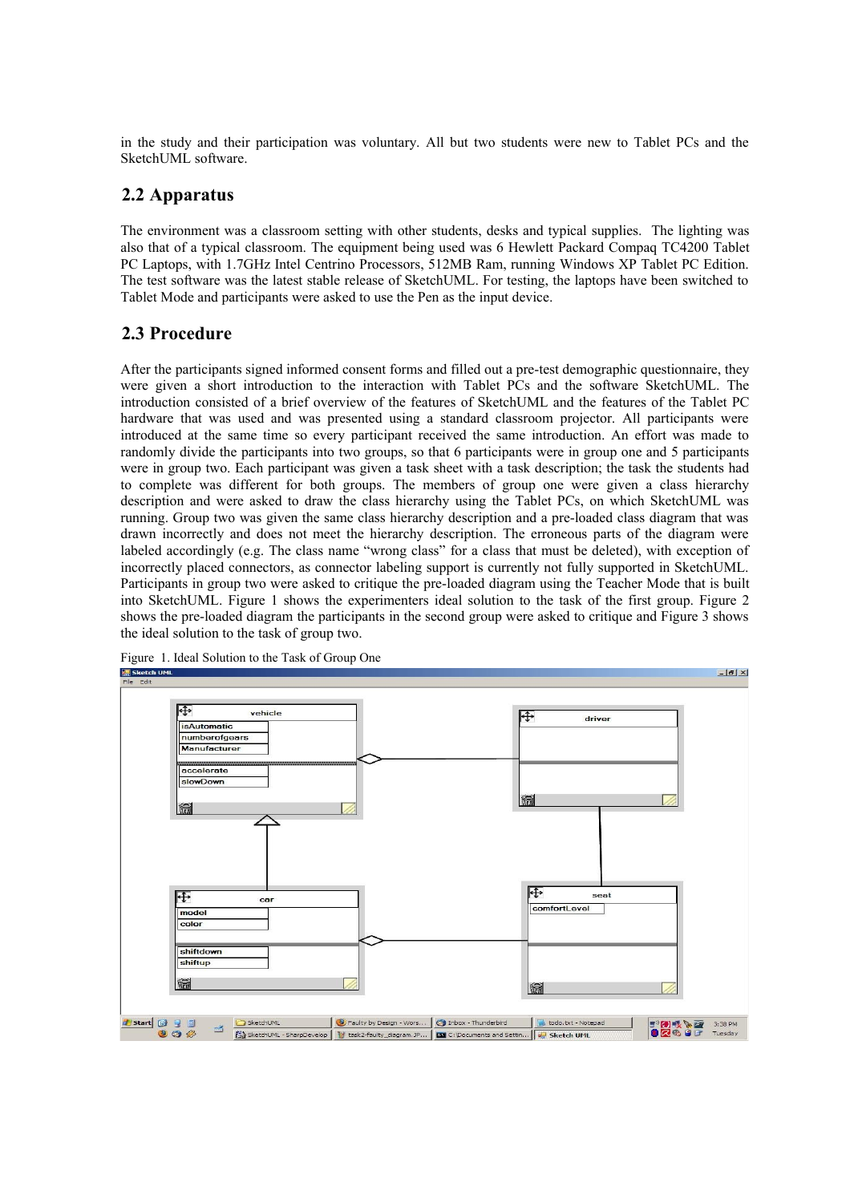in the study and their participation was voluntary. All but two students were new to Tablet PCs and the SketchUML software.

## 2.2 Apparatus

The environment was a classroom setting with other students, desks and typical supplies. The lighting was also that of a typical classroom. The equipment being used was 6 Hewlett Packard Compaq TC4200 Tablet PC Laptops, with 1.7GHz Intel Centrino Processors, 512MB Ram, running Windows XP Tablet PC Edition. The test software was the latest stable release of SketchUML. For testing, the laptops have been switched to Tablet Mode and participants were asked to use the Pen as the input device.

## 2.3 Procedure

After the participants signed informed consent forms and filled out a pre-test demographic questionnaire, they were given a short introduction to the interaction with Tablet PCs and the software SketchUML. The introduction consisted of a brief overview of the features of SketchUML and the features of the Tablet PC hardware that was used and was presented using a standard classroom projector. All participants were introduced at the same time so every participant received the same introduction. An effort was made to randomly divide the participants into two groups, so that 6 participants were in group one and 5 participants were in group two. Each participant was given a task sheet with a task description; the task the students had to complete was different for both groups. The members of group one were given a class hierarchy description and were asked to draw the class hierarchy using the Tablet PCs, on which SketchUML was running. Group two was given the same class hierarchy description and a pre-loaded class diagram that was drawn incorrectly and does not meet the hierarchy description. The erroneous parts of the diagram were labeled accordingly (e.g. The class name "wrong class" for a class that must be deleted), with exception of incorrectly placed connectors, as connector labeling support is currently not fully supported in SketchUML. Participants in group two were asked to critique the pre-loaded diagram using the Teacher Mode that is built into SketchUML. Figure 1 shows the experimenters ideal solution to the task of the first group. Figure 2 shows the pre-loaded diagram the participants in the second group were asked to critique and Figure 3 shows the ideal solution to the task of group two.

Figure 1. Ideal Solution to the Task of Group One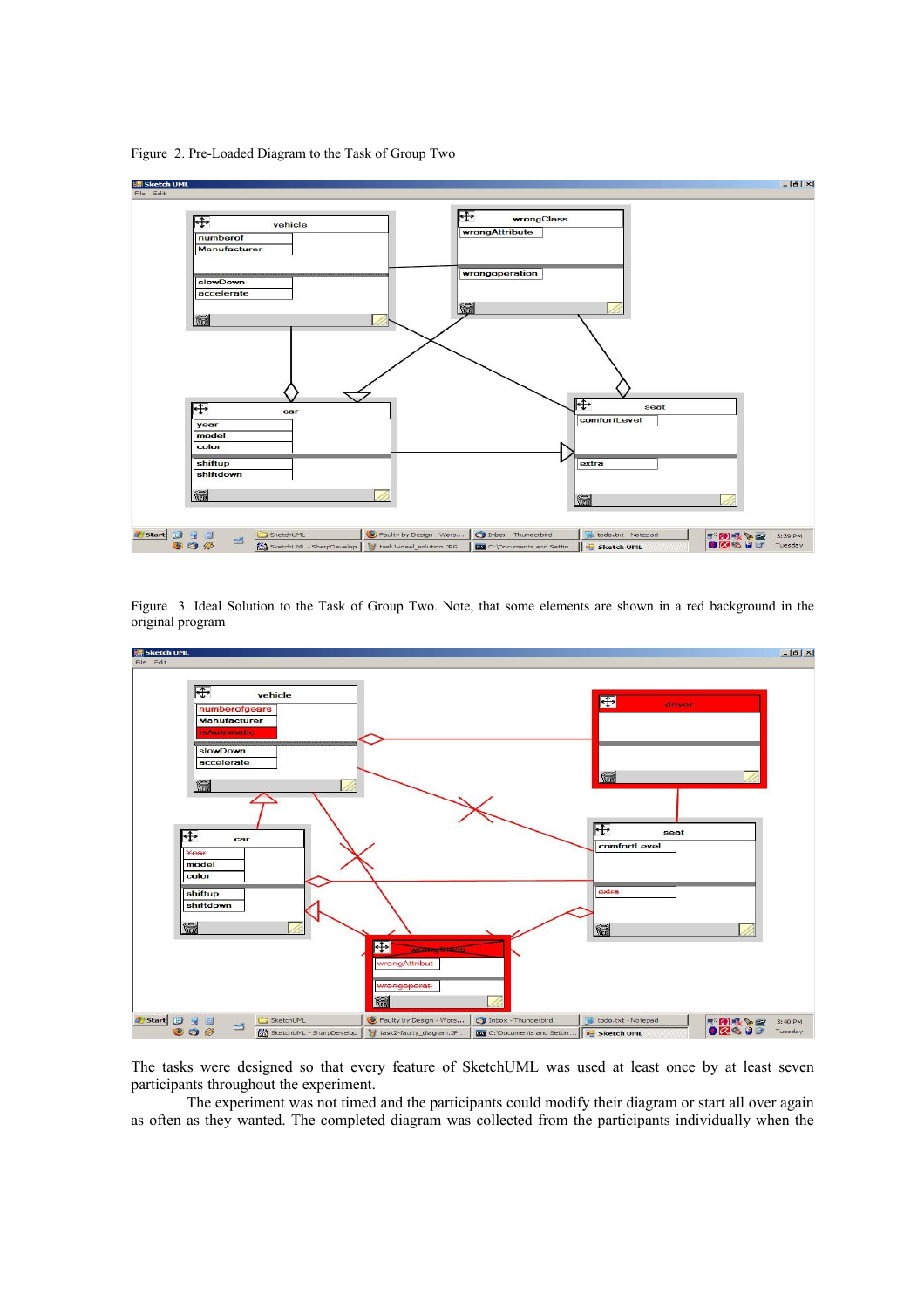Figure 2. Pre-Loaded Diagram to the Task of Group Two

Figure 3. Ideal Solution to the Task of Group Two. Note, that some elements are shown in a red background in the original program

The tasks were designed so that every feature of SketchUML was used at least once by at least seven participants throughout the experiment.

The experiment was not timed and the participants could modify their diagram or start all over again as often as they wanted. The completed diagram was collected from the participants individually when the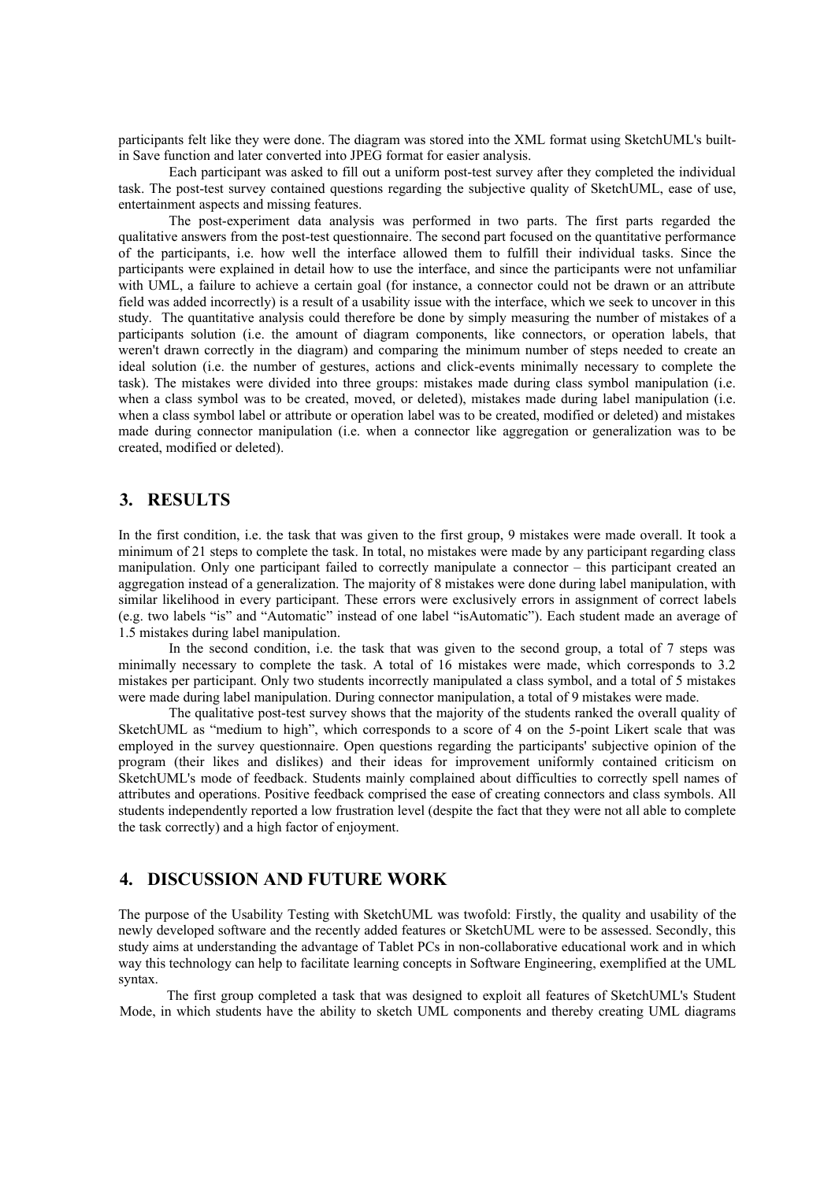participants felt like they were done. The diagram was stored into the XML format using SketchUML's built-in Save function and later converted into JPEG format for easier analysis.

Each participant was asked to fill out a uniform post-test survey after they completed the individual task. The post-test survey contained questions regarding the subjective quality of SketchUML, ease of use, entertainment aspects and missing features.

The post-experiment data analysis was performed in two parts. The first parts regarded the qualitative answers from the post-test questionnaire. The second part focused on the quantitative performance of the participants, i.e. how well the interface allowed them to fulfill their individual tasks. Since the participants were explained in detail how to use the interface, and since the participants were not unfamiliar with UML, a failure to achieve a certain goal (for instance, a connector could not be drawn or an attribute field was added incorrectly) is a result of a usability issue with the interface, which we seek to uncover in this study. The quantitative analysis could therefore be done by simply measuring the number of mistakes of a participants solution (i.e. the amount of diagram components, like connectors, or operation labels, that weren't drawn correctly in the diagram) and comparing the minimum number of steps needed to create an ideal solution (i.e. the number of gestures, actions and click-events minimally necessary to complete the task). The mistakes were divided into three groups: mistakes made during class symbol manipulation (i.e. when a class symbol was to be created, moved, or deleted), mistakes made during label manipulation (i.e. when a class symbol label or attribute or operation label was to be created, modified or deleted) and mistakes made during connector manipulation (i.e. when a connector like aggregation or generalization was to be created, modified or deleted).

## 3. RESULTS

In the first condition, i.e. the task that was given to the first group, 9 mistakes were made overall. It took a minimum of 21 steps to complete the task. In total, no mistakes were made by any participant regarding class manipulation. Only one participant failed to correctly manipulate a connector – this participant created an aggregation instead of a generalization. The majority of 8 mistakes were done during label manipulation, with similar likelihood in every participant. These errors were exclusively errors in assignment of correct labels (e.g. two labels "is" and "Automatic" instead of one label "isAutomatic"). Each student made an average of 1.5 mistakes during label manipulation.

In the second condition, i.e. the task that was given to the second group, a total of 7 steps was minimally necessary to complete the task. A total of 16 mistakes were made, which corresponds to 3.2 mistakes per participant. Only two students incorrectly manipulated a class symbol, and a total of 5 mistakes were made during label manipulation. During connector manipulation, a total of 9 mistakes were made.

The qualitative post-test survey shows that the majority of the students ranked the overall quality of SketchUML as "medium to high", which corresponds to a score of 4 on the 5-point Likert scale that was employed in the survey questionnaire. Open questions regarding the participants' subjective opinion of the program (their likes and dislikes) and their ideas for improvement uniformly contained criticism on SketchUML's mode of feedback. Students mainly complained about difficulties to correctly spell names of attributes and operations. Positive feedback comprised the ease of creating connectors and class symbols. All students independently reported a low frustration level (despite the fact that they were not all able to complete the task correctly) and a high factor of enjoyment.

## 4. DISCUSSION AND FUTURE WORK

The purpose of the Usability Testing with SketchUML was twofold: Firstly, the quality and usability of the newly developed software and the recently added features or SketchUML were to be assessed. Secondly, this study aims at understanding the advantage of Tablet PCs in non-collaborative educational work and in which way this technology can help to facilitate learning concepts in Software Engineering, exemplified at the UML syntax.

The first group completed a task that was designed to exploit all features of SketchUML's Student Mode, in which students have the ability to sketch UML components and thereby creating UML diagrams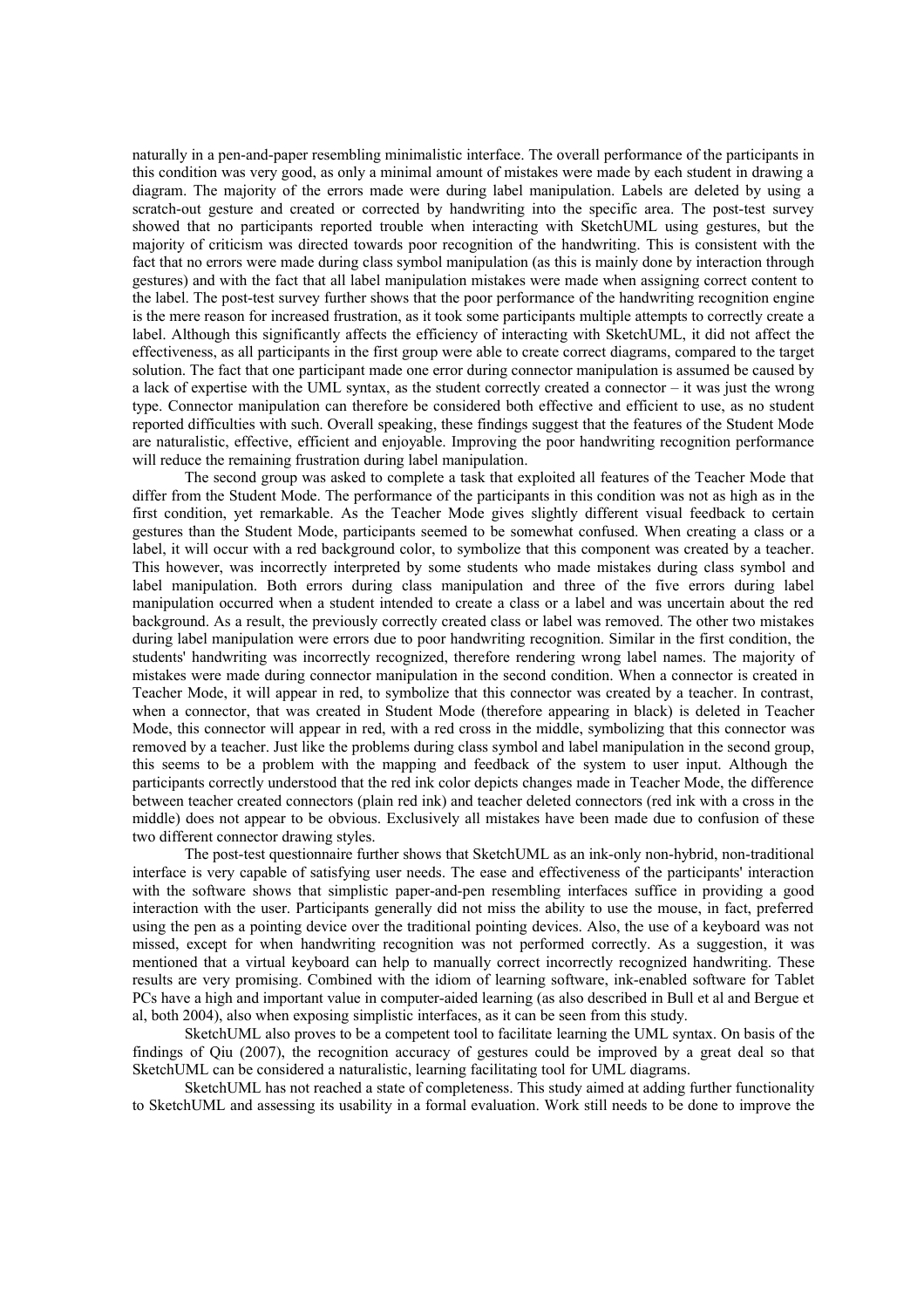naturally in a pen-and-paper resembling minimalistic interface. The overall performance of the participants in this condition was very good, as only a minimal amount of mistakes were made by each student in drawing a diagram. The majority of the errors made were during label manipulation. Labels are deleted by using a scratch-out gesture and created or corrected by handwriting into the specific area. The post-test survey showed that no participants reported trouble when interacting with SketchUML using gestures, but the majority of criticism was directed towards poor recognition of the handwriting. This is consistent with the fact that no errors were made during class symbol manipulation (as this is mainly done by interaction through gestures) and with the fact that all label manipulation mistakes were made when assigning correct content to the label. The post-test survey further shows that the poor performance of the handwriting recognition engine is the mere reason for increased frustration, as it took some participants multiple attempts to correctly create a label. Although this significantly affects the efficiency of interacting with SketchUML, it did not affect the effectiveness, as all participants in the first group were able to create correct diagrams, compared to the target solution. The fact that one participant made one error during connector manipulation is assumed be caused by a lack of expertise with the UML syntax, as the student correctly created a connector – it was just the wrong type. Connector manipulation can therefore be considered both effective and efficient to use, as no student reported difficulties with such. Overall speaking, these findings suggest that the features of the Student Mode are naturalistic, effective, efficient and enjoyable. Improving the poor handwriting recognition performance will reduce the remaining frustration during label manipulation.

The second group was asked to complete a task that exploited all features of the Teacher Mode that differ from the Student Mode. The performance of the participants in this condition was not as high as in the first condition, yet remarkable. As the Teacher Mode gives slightly different visual feedback to certain gestures than the Student Mode, participants seemed to be somewhat confused. When creating a class or a label, it will occur with a red background color, to symbolize that this component was created by a teacher. This however, was incorrectly interpreted by some students who made mistakes during class symbol and label manipulation. Both errors during class manipulation and three of the five errors during label manipulation occurred when a student intended to create a class or a label and was uncertain about the red background. As a result, the previously correctly created class or label was removed. The other two mistakes during label manipulation were errors due to poor handwriting recognition. Similar in the first condition, the students' handwriting was incorrectly recognized, therefore rendering wrong label names. The majority of mistakes were made during connector manipulation in the second condition. When a connector is created in Teacher Mode, it will appear in red, to symbolize that this connector was created by a teacher. In contrast, when a connector, that was created in Student Mode (therefore appearing in black) is deleted in Teacher Mode, this connector will appear in red, with a red cross in the middle, symbolizing that this connector was removed by a teacher. Just like the problems during class symbol and label manipulation in the second group, this seems to be a problem with the mapping and feedback of the system to user input. Although the participants correctly understood that the red ink color depicts changes made in Teacher Mode, the difference between teacher created connectors (plain red ink) and teacher deleted connectors (red ink with a cross in the middle) does not appear to be obvious. Exclusively all mistakes have been made due to confusion of these two different connector drawing styles.

The post-test questionnaire further shows that SketchUML as an ink-only non-hybrid, non-traditional interface is very capable of satisfying user needs. The ease and effectiveness of the participants' interaction with the software shows that simplistic paper-and-pen resembling interfaces suffice in providing a good interaction with the user. Participants generally did not miss the ability to use the mouse, in fact, preferred using the pen as a pointing device over the traditional pointing devices. Also, the use of a keyboard was not missed, except for when handwriting recognition was not performed correctly. As a suggestion, it was mentioned that a virtual keyboard can help to manually correct incorrectly recognized handwriting. These results are very promising. Combined with the idiom of learning software, ink-enabled software for Tablet PCs have a high and important value in computer-aided learning (as also described in Bull et al and Bergue et al, both 2004), also when exposing simplistic interfaces, as it can be seen from this study.

SketchUML also proves to be a competent tool to facilitate learning the UML syntax. On basis of the findings of Qiu (2007), the recognition accuracy of gestures could be improved by a great deal so that SketchUML can be considered a naturalistic, learning facilitating tool for UML diagrams.

SketchUML has not reached a state of completeness. This study aimed at adding further functionality to SketchUML and assessing its usability in a formal evaluation. Work still needs to be done to improve the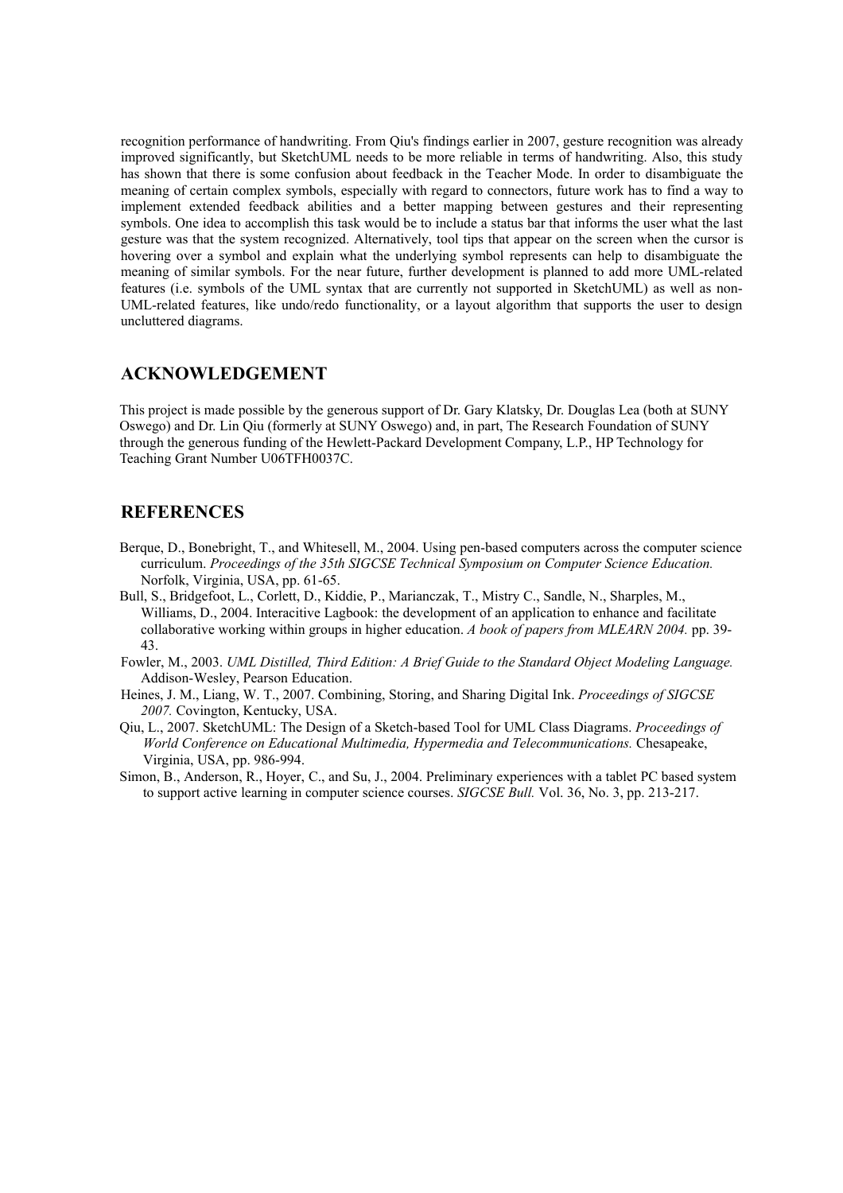recognition performance of handwriting. From Qiu's findings earlier in 2007, gesture recognition was already improved significantly, but SketchUML needs to be more reliable in terms of handwriting. Also, this study has shown that there is some confusion about feedback in the Teacher Mode. In order to disambiguate the meaning of certain complex symbols, especially with regard to connectors, future work has to find a way to implement extended feedback abilities and a better mapping between gestures and their representing symbols. One idea to accomplish this task would be to include a status bar that informs the user what the last gesture was that the system recognized. Alternatively, tool tips that appear on the screen when the cursor is hovering over a symbol and explain what the underlying symbol represents can help to disambiguate the meaning of similar symbols. For the near future, further development is planned to add more UML-related features (i.e. symbols of the UML syntax that are currently not supported in SketchUML) as well as non-UML-related features, like undo/redo functionality, or a layout algorithm that supports the user to design uncluttered diagrams.

## ACKNOWLEDGEMENT

This project is made possible by the generous support of Dr. Gary Klatsky, Dr. Douglas Lea (both at SUNY Oswego) and Dr. Lin Qiu (formerly at SUNY Oswego) and, in part, The Research Foundation of SUNY through the generous funding of the Hewlett-Packard Development Company, L.P., HP Technology for Teaching Grant Number U06TFH0037C.

## REFERENCES

Berque, D., Bonebright, T., and Whitesell, M., 2004. Using pen-based computers across the computer science curriculum. *Proceedings of the 35th SIGCSE Technical Symposium on Computer Science Education.* Norfolk, Virginia, USA, pp. 61-65.

Bull, S., Bridgefoot, L., Corlett, D., Kiddie, P., Marianczak, T., Mistry C., Sandle, N., Sharples, M., Williams, D., 2004. Interacitive Lagbook: the development of an application to enhance and facilitate collaborative working within groups in higher education. *A book of papers from MLEARN 2004.* pp. 39-43.

Fowler, M., 2003. *UML Distilled, Third Edition: A Brief Guide to the Standard Object Modeling Language.* Addison-Wesley, Pearson Education.

Heines, J. M., Liang, W. T., 2007. Combining, Storing, and Sharing Digital Ink. *Proceedings of SIGCSE 2007.* Covington, Kentucky, USA.

Qiu, L., 2007. SketchUML: The Design of a Sketch-based Tool for UML Class Diagrams. *Proceedings of World Conference on Educational Multimedia, Hypermedia and Telecommunications.* Chesapeake, Virginia, USA, pp. 986-994.

Simon, B., Anderson, R., Hoyer, C., and Su, J., 2004. Preliminary experiences with a tablet PC based system to support active learning in computer science courses. *SIGCSE Bull.* Vol. 36, No. 3, pp. 213-217.